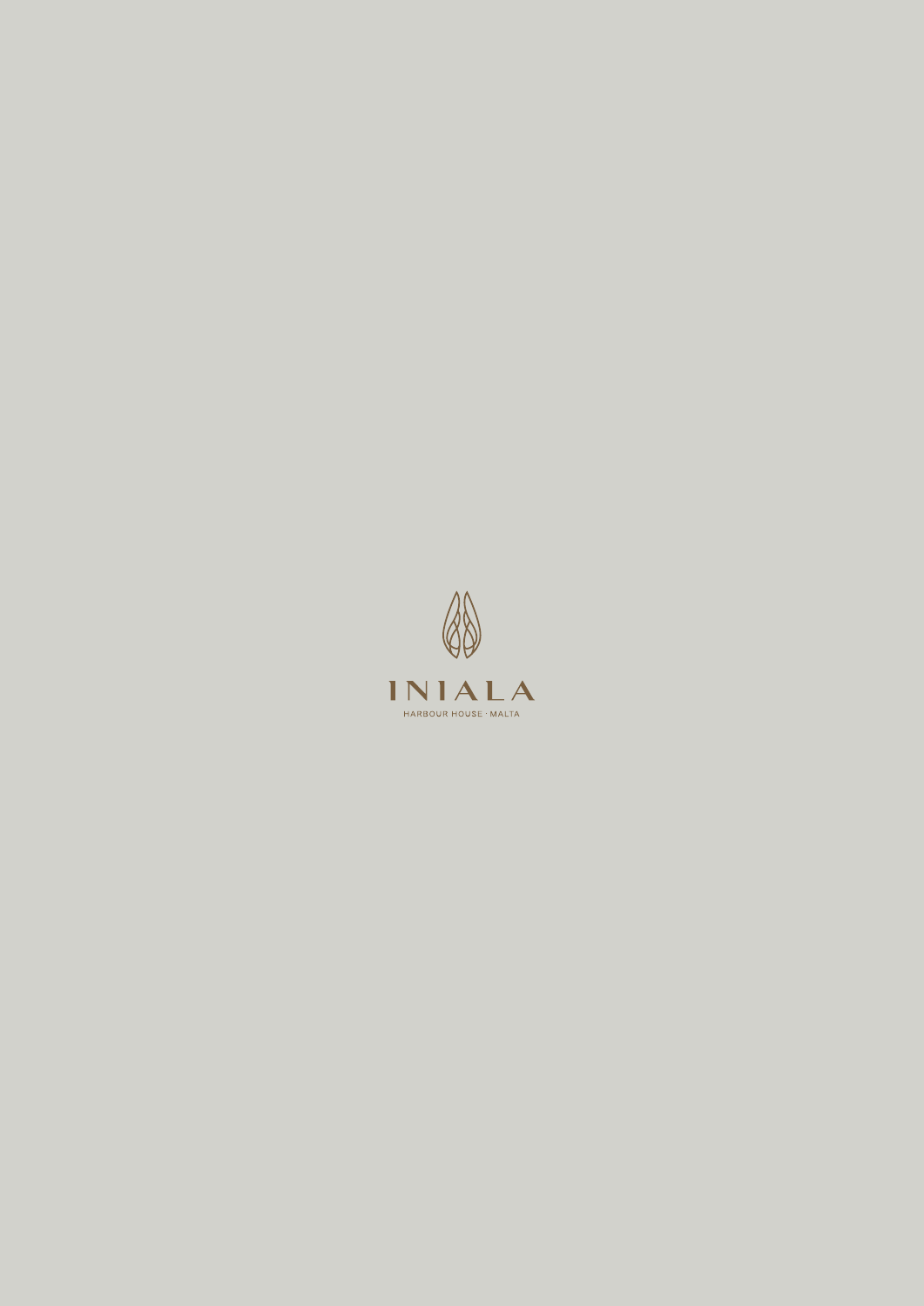# INIALA

HARBOUR HOUSE · MALTA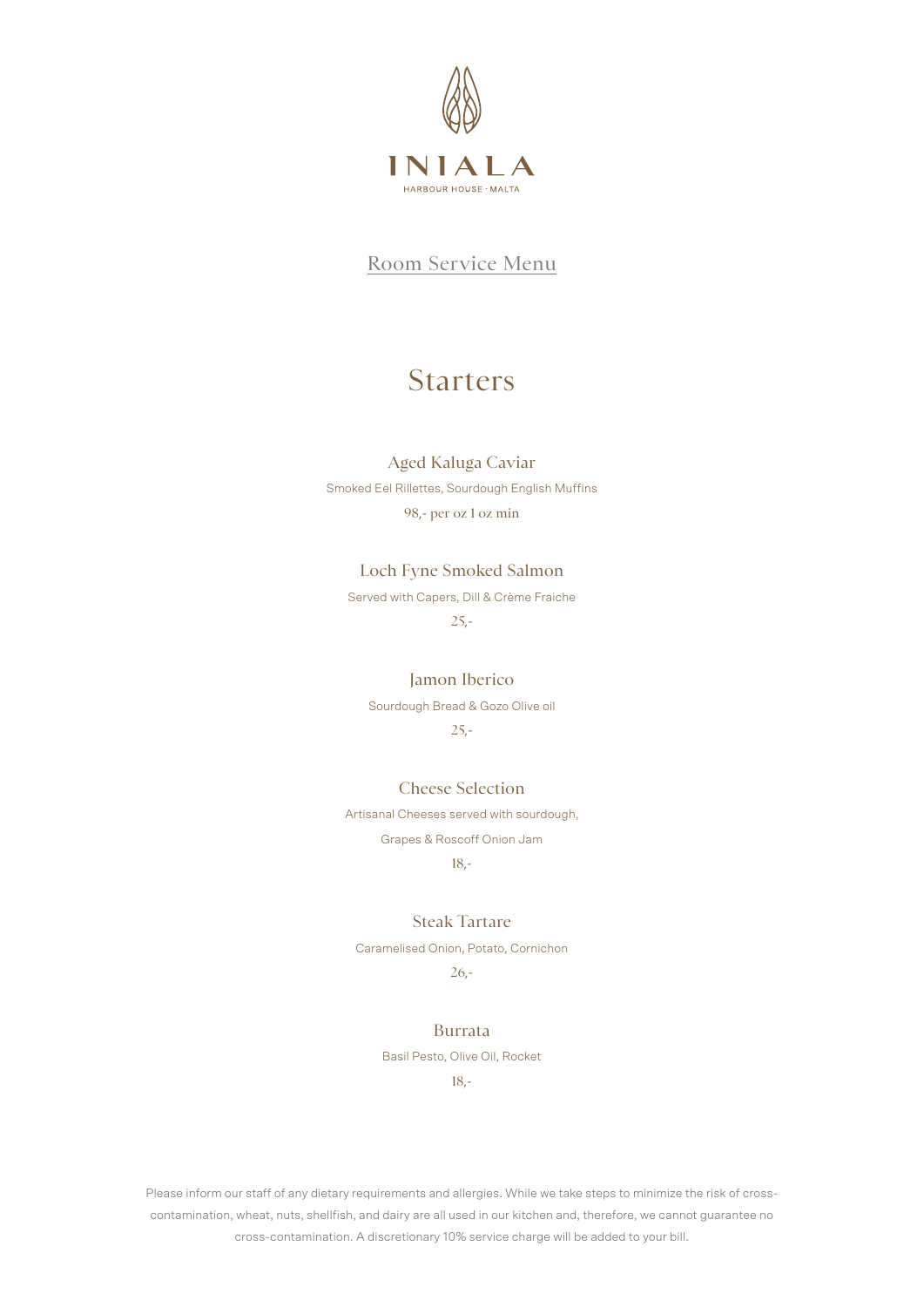INIALA

HARBOUR HOUSE · MALTA

Room Service Menu

# Starters

### Aged Kaluga Caviar

Smoked Eel Rillettes, Sourdough English Muffins

98,- per oz 1 oz min

### Loch Fyne Smoked Salmon

Served with Capers, Dill & Crème Fraiche

25,-

### Jamon Iberico

Sourdough Bread & Gozo Olive oil

25,-

### Cheese Selection

Artisanal Cheeses served with sourdough,

Grapes & Roscoff Onion Jam

18,-

### Steak Tartare

Caramelised Onion, Potato, Cornichon

26,-

### Burrata

Basil Pesto, Olive Oil, Rocket

18,-

Please inform our staff of any dietary requirements and allergies. While we take steps to minimize the risk of cross-contamination, wheat, nuts, shellfish, and dairy are all used in our kitchen and, therefore, we cannot guarantee no cross-contamination. A discretionary 10% service charge will be added to your bill.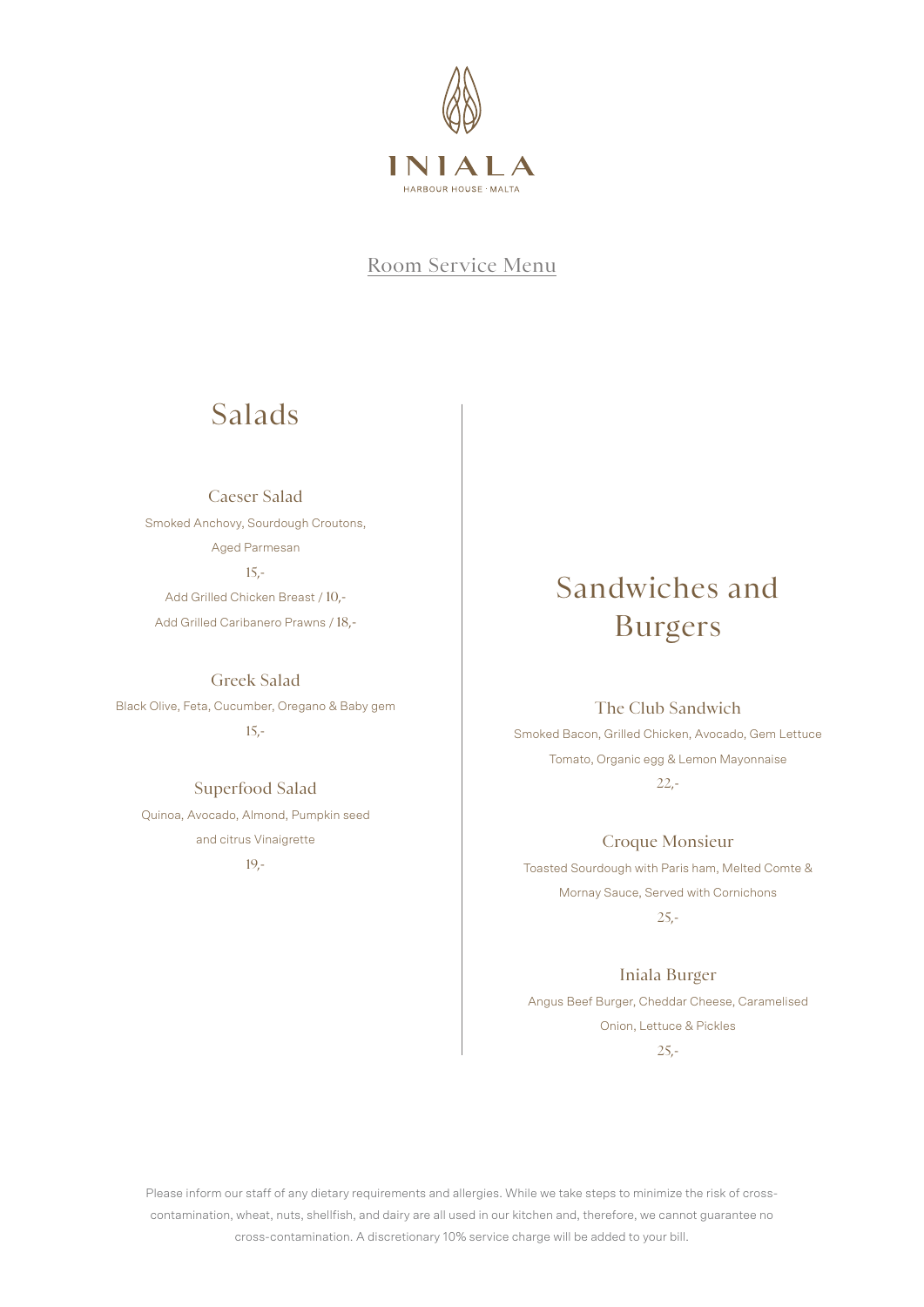# INIALA

HARBOUR HOUSE · MALTA

## Room Service Menu

## Salads

### Caeser Salad

Smoked Anchovy, Sourdough Croutons,

Aged Parmesan

15,-

Add Grilled Chicken Breast / 10,-

Add Grilled Caribanero Prawns / 18,-

### Greek Salad

Black Olive, Feta, Cucumber, Oregano & Baby gem

15,-

### Superfood Salad

Quinoa, Avocado, Almond, Pumpkin seed

and citrus Vinaigrette

19,-

## Sandwiches and Burgers

### The Club Sandwich

Smoked Bacon, Grilled Chicken, Avocado, Gem Lettuce

Tomato, Organic egg & Lemon Mayonnaise

22,-

### Croque Monsieur

Toasted Sourdough with Paris ham, Melted Comte &

Mornay Sauce, Served with Cornichons

25,-

### Iniala Burger

Angus Beef Burger, Cheddar Cheese, Caramelised

Onion, Lettuce & Pickles

25,-

Please inform our staff of any dietary requirements and allergies. While we take steps to minimize the risk of cross-contamination, wheat, nuts, shellfish, and dairy are all used in our kitchen and, therefore, we cannot guarantee no cross-contamination. A discretionary 10% service charge will be added to your bill.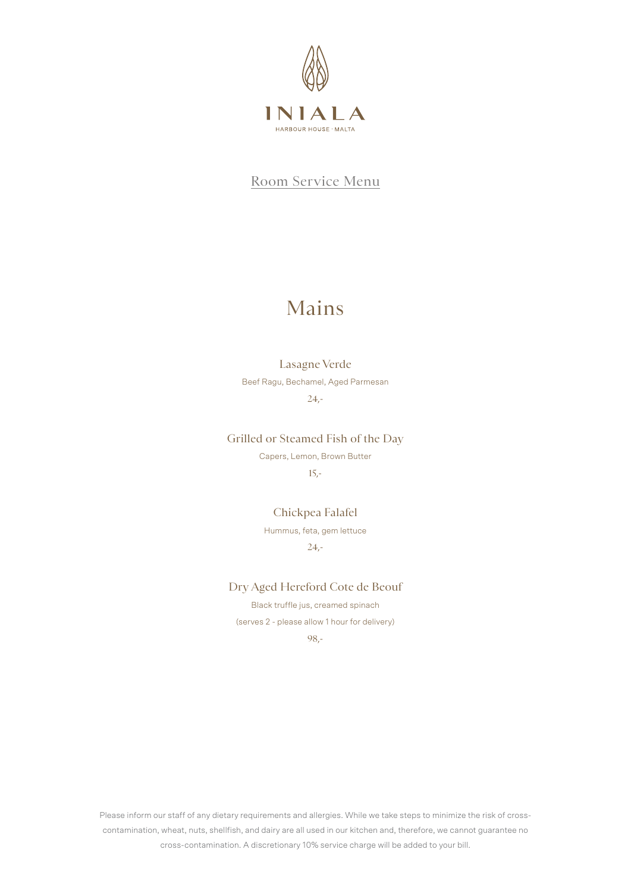INIALA

HARBOUR HOUSE · MALTA

Room Service Menu

# Mains

### Lasagne Verde

Beef Ragu, Bechamel, Aged Parmesan

24,-

### Grilled or Steamed Fish of the Day

Capers, Lemon, Brown Butter

15,-

### Chickpea Falafel

Hummus, feta, gem lettuce

24,-

### Dry Aged Hereford Cote de Beouf

Black truffle jus, creamed spinach

(serves 2 - please allow 1 hour for delivery)

98,-

Please inform our staff of any dietary requirements and allergies. While we take steps to minimize the risk of cross-contamination, wheat, nuts, shellfish, and dairy are all used in our kitchen and, therefore, we cannot guarantee no cross-contamination. A discretionary 10% service charge will be added to your bill.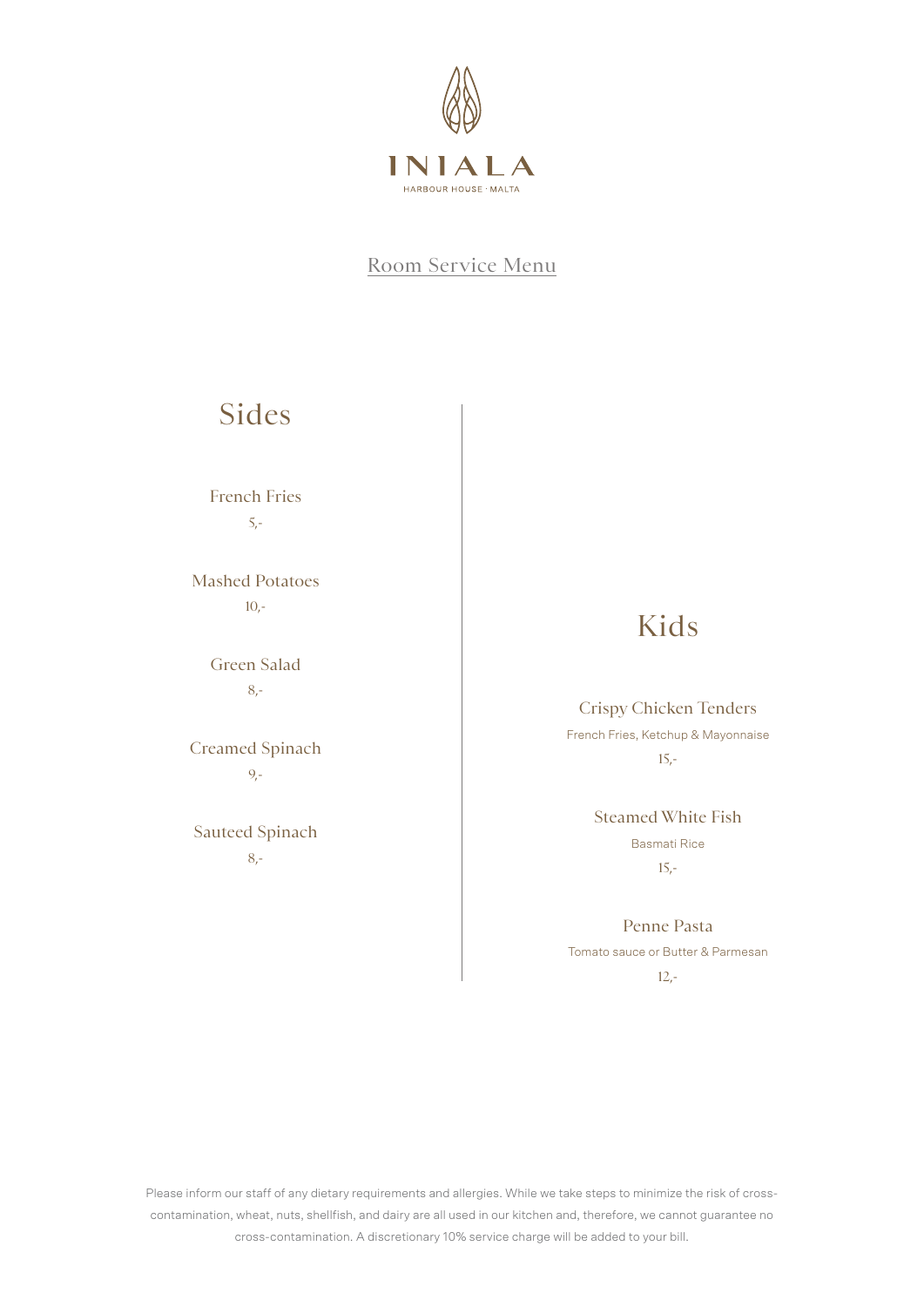INIALA

HARBOUR HOUSE · MALTA

Room Service Menu

## Sides

French Fries

5,-

Mashed Potatoes

10,-

Green Salad

8,-

Creamed Spinach

9,-

Sauteed Spinach

8,-

## Kids

Crispy Chicken Tenders

French Fries, Ketchup & Mayonnaise

15,-

Steamed White Fish

Basmati Rice

15,-

Penne Pasta

Tomato sauce or Butter & Parmesan

12,-

Please inform our staff of any dietary requirements and allergies. While we take steps to minimize the risk of cross-contamination, wheat, nuts, shellfish, and dairy are all used in our kitchen and, therefore, we cannot guarantee no cross-contamination. A discretionary 10% service charge will be added to your bill.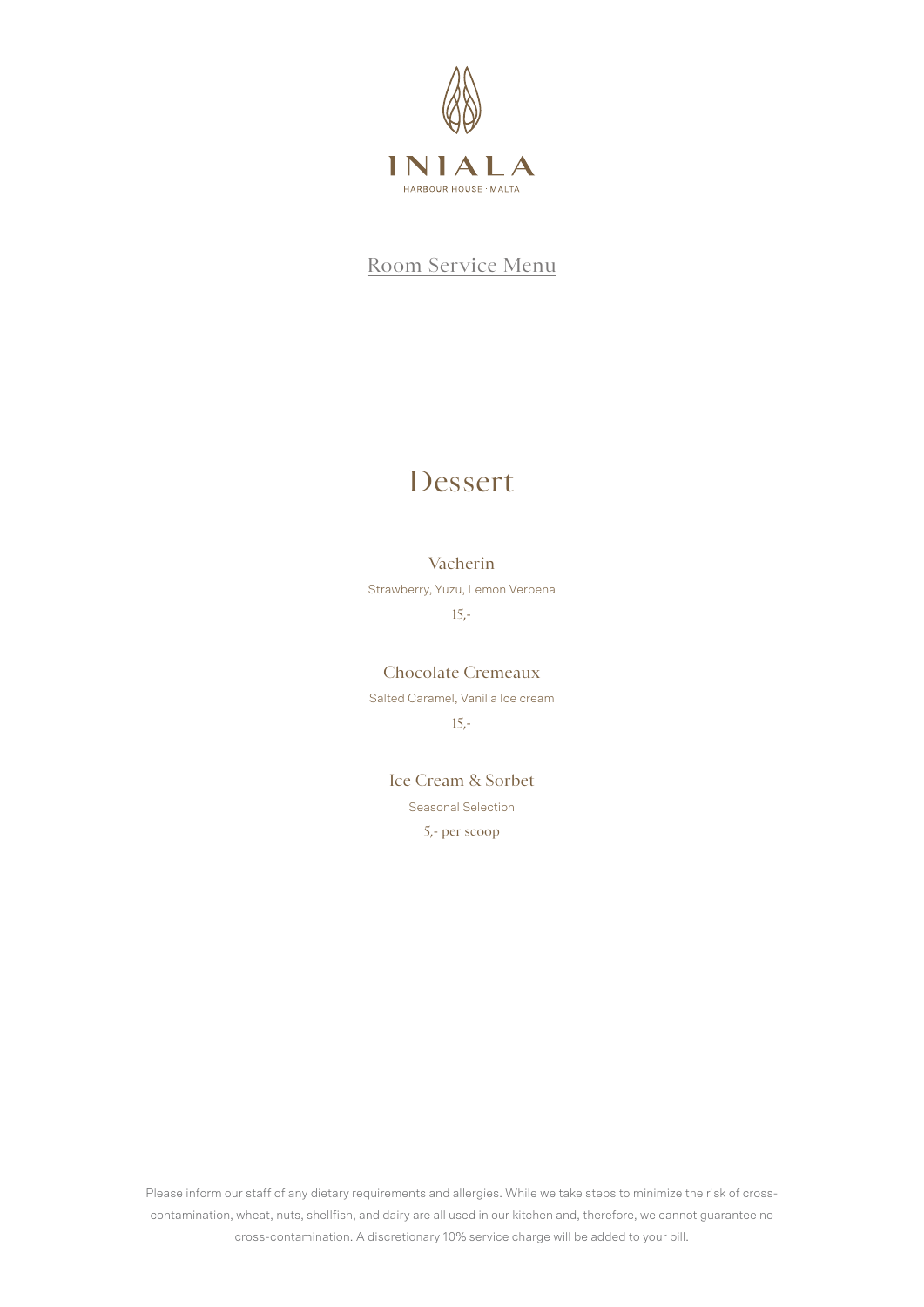INIALA

HARBOUR HOUSE · MALTA

Room Service Menu

# Dessert

### Vacherin

Strawberry, Yuzu, Lemon Verbena

15,-

### Chocolate Cremeaux

Salted Caramel, Vanilla Ice cream

15,-

### Ice Cream & Sorbet

Seasonal Selection

5,- per scoop

Please inform our staff of any dietary requirements and allergies. While we take steps to minimize the risk of cross-contamination, wheat, nuts, shellfish, and dairy are all used in our kitchen and, therefore, we cannot guarantee no cross-contamination. A discretionary 10% service charge will be added to your bill.